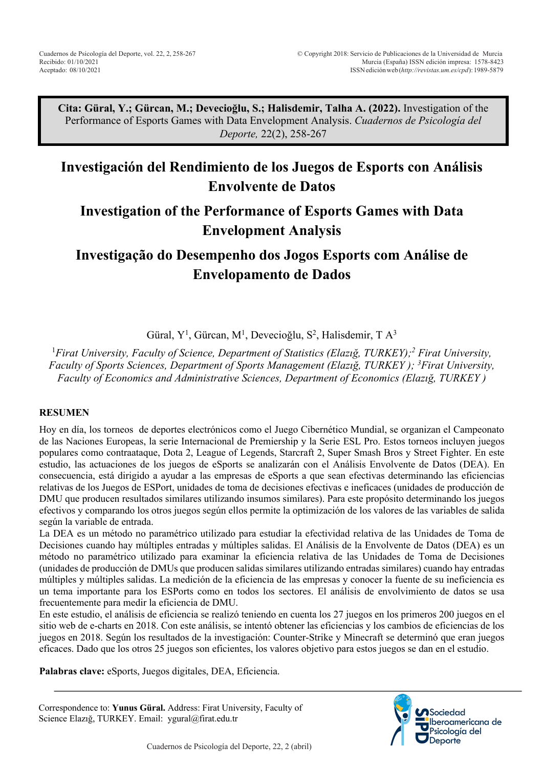Cita: Güral, Y.; Gürcan, M.; Devecioğlu, S.; Halisdemir, Talha A. (2022). Investigation of the Performance of Esports Games with Data Envelopment Analysis. *Cuadernos de Psicología del Deporte,* 22(2), 258-267

# Investigación del Rendimiento de los Juegos de Esports con Análisis Envolvente de Datos

# Investigation of the Performance of Esports Games with Data Envelopment Analysis

# Investigação do Desempenho dos Jogos Esports com Análise de Envelopamento de Dados

Güral, Y[1], Gürcan, M[1], Devecioğlu, S[2], Halisdemir, T A[3]

[1]*Firat University, Faculty of Science, Department of Statistics (Elazığ, TURKEY);*[2] *Firat University, Faculty of Sports Sciences, Department of Sports Management (Elazığ, TURKEY );* [3]*Firat University, Faculty of Economics and Administrative Sciences, Department of Economics (Elazığ, TURKEY )*

## RESUMEN

Hoy en día, los torneos de deportes electrónicos como el Juego Cibernético Mundial, se organizan el Campeonato de las Naciones Europeas, la serie Internacional de Premiership y la Serie ESL Pro. Estos torneos incluyen juegos populares como contraataque, Dota 2, League of Legends, Starcraft 2, Super Smash Bros y Street Fighter. En este estudio, las actuaciones de los juegos de eSports se analizarán con el Análisis Envolvente de Datos (DEA). En consecuencia, está dirigido a ayudar a las empresas de eSports a que sean efectivas determinando las eficiencias relativas de los Juegos de ESPort, unidades de toma de decisiones efectivas e ineficaces (unidades de producción de DMU que producen resultados similares utilizando insumos similares). Para este propósito determinando los juegos efectivos y comparando los otros juegos según ellos permite la optimización de los valores de las variables de salida según la variable de entrada.

La DEA es un método no paramétrico utilizado para estudiar la efectividad relativa de las Unidades de Toma de Decisiones cuando hay múltiples entradas y múltiples salidas. El Análisis de la Envolvente de Datos (DEA) es un método no paramétrico utilizado para examinar la eficiencia relativa de las Unidades de Toma de Decisiones (unidades de producción de DMUs que producen salidas similares utilizando entradas similares) cuando hay entradas múltiples y múltiples salidas. La medición de la eficiencia de las empresas y conocer la fuente de su ineficiencia es un tema importante para los ESPorts como en todos los sectores. El análisis de envolvimiento de datos se usa frecuentemente para medir la eficiencia de DMU.

En este estudio, el análisis de eficiencia se realizó teniendo en cuenta los 27 juegos en los primeros 200 juegos en el sitio web de e-charts en 2018. Con este análisis, se intentó obtener las eficiencias y los cambios de eficiencias de los juegos en 2018. Según los resultados de la investigación: Counter-Strike y Minecraft se determinó que eran juegos eficaces. Dado que los otros 25 juegos son eficientes, los valores objetivo para estos juegos se dan en el estudio.

**Palabras clave:** eSports, Juegos digitales, DEA, Eficiencia.

Correspondence to: **Yunus Güral.** Address: Firat University, Faculty of Science Elazığ, TURKEY. Email: ygural@firat.edu.tr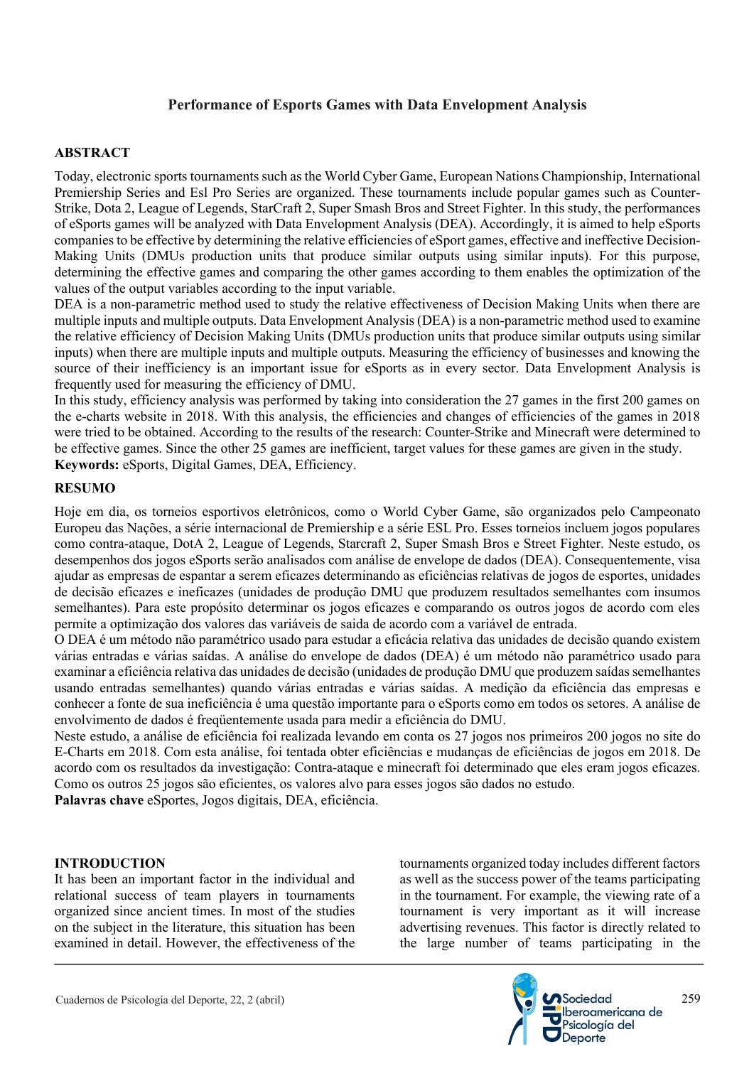**Performance of Esports Games with Data Envelopment Analysis**

## ABSTRACT

Today, electronic sports tournaments such as the World Cyber Game, European Nations Championship, International Premiership Series and Esl Pro Series are organized. These tournaments include popular games such as Counter-Strike, Dota 2, League of Legends, StarCraft 2, Super Smash Bros and Street Fighter. In this study, the performances of eSports games will be analyzed with Data Envelopment Analysis (DEA). Accordingly, it is aimed to help eSports companies to be effective by determining the relative efficiencies of eSport games, effective and ineffective Decision-Making Units (DMUs production units that produce similar outputs using similar inputs). For this purpose, determining the effective games and comparing the other games according to them enables the optimization of the values of the output variables according to the input variable.

DEA is a non-parametric method used to study the relative effectiveness of Decision Making Units when there are multiple inputs and multiple outputs. Data Envelopment Analysis (DEA) is a non-parametric method used to examine the relative efficiency of Decision Making Units (DMUs production units that produce similar outputs using similar inputs) when there are multiple inputs and multiple outputs. Measuring the efficiency of businesses and knowing the source of their inefficiency is an important issue for eSports as in every sector. Data Envelopment Analysis is frequently used for measuring the efficiency of DMU.

In this study, efficiency analysis was performed by taking into consideration the 27 games in the first 200 games on the e-charts website in 2018. With this analysis, the efficiencies and changes of efficiencies of the games in 2018 were tried to be obtained. According to the results of the research: Counter-Strike and Minecraft were determined to be effective games. Since the other 25 games are inefficient, target values for these games are given in the study.

**Keywords:** eSports, Digital Games, DEA, Efficiency.

## RESUMO

Hoje em dia, os torneios esportivos eletrônicos, como o World Cyber Game, são organizados pelo Campeonato Europeu das Nações, a série internacional de Premiership e a série ESL Pro. Esses torneios incluem jogos populares como contra-ataque, DotA 2, League of Legends, Starcraft 2, Super Smash Bros e Street Fighter. Neste estudo, os desempenhos dos jogos eSports serão analisados com análise de envelope de dados (DEA). Consequentemente, visa ajudar as empresas de espantar a serem eficazes determinando as eficiências relativas de jogos de esportes, unidades de decisão eficazes e ineficazes (unidades de produção DMU que produzem resultados semelhantes com insumos semelhantes). Para este propósito determinar os jogos eficazes e comparando os outros jogos de acordo com eles permite a optimização dos valores das variáveis de saida de acordo com a variável de entrada.

O DEA é um método não paramétrico usado para estudar a eficácia relativa das unidades de decisão quando existem várias entradas e várias saídas. A análise do envelope de dados (DEA) é um método não paramétrico usado para examinar a eficiência relativa das unidades de decisão (unidades de produção DMU que produzem saídas semelhantes usando entradas semelhantes) quando várias entradas e várias saídas. A medição da eficiência das empresas e conhecer a fonte de sua ineficiência é uma questão importante para o eSports como em todos os setores. A análise de envolvimento de dados é freqüentemente usada para medir a eficiência do DMU.

Neste estudo, a análise de eficiência foi realizada levando em conta os 27 jogos nos primeiros 200 jogos no site do E-Charts em 2018. Com esta análise, foi tentada obter eficiências e mudanças de eficiências de jogos em 2018. De acordo com os resultados da investigação: Contra-ataque e minecraft foi determinado que eles eram jogos eficazes. Como os outros 25 jogos são eficientes, os valores alvo para esses jogos são dados no estudo.

**Palavras chave** eSportes, Jogos digitais, DEA, eficiência.

## INTRODUCTION

It has been an important factor in the individual and relational success of team players in tournaments organized since ancient times. In most of the studies on the subject in the literature, this situation has been examined in detail. However, the effectiveness of the tournaments organized today includes different factors as well as the success power of the teams participating in the tournament. For example, the viewing rate of a tournament is very important as it will increase advertising revenues. This factor is directly related to the large number of teams participating in the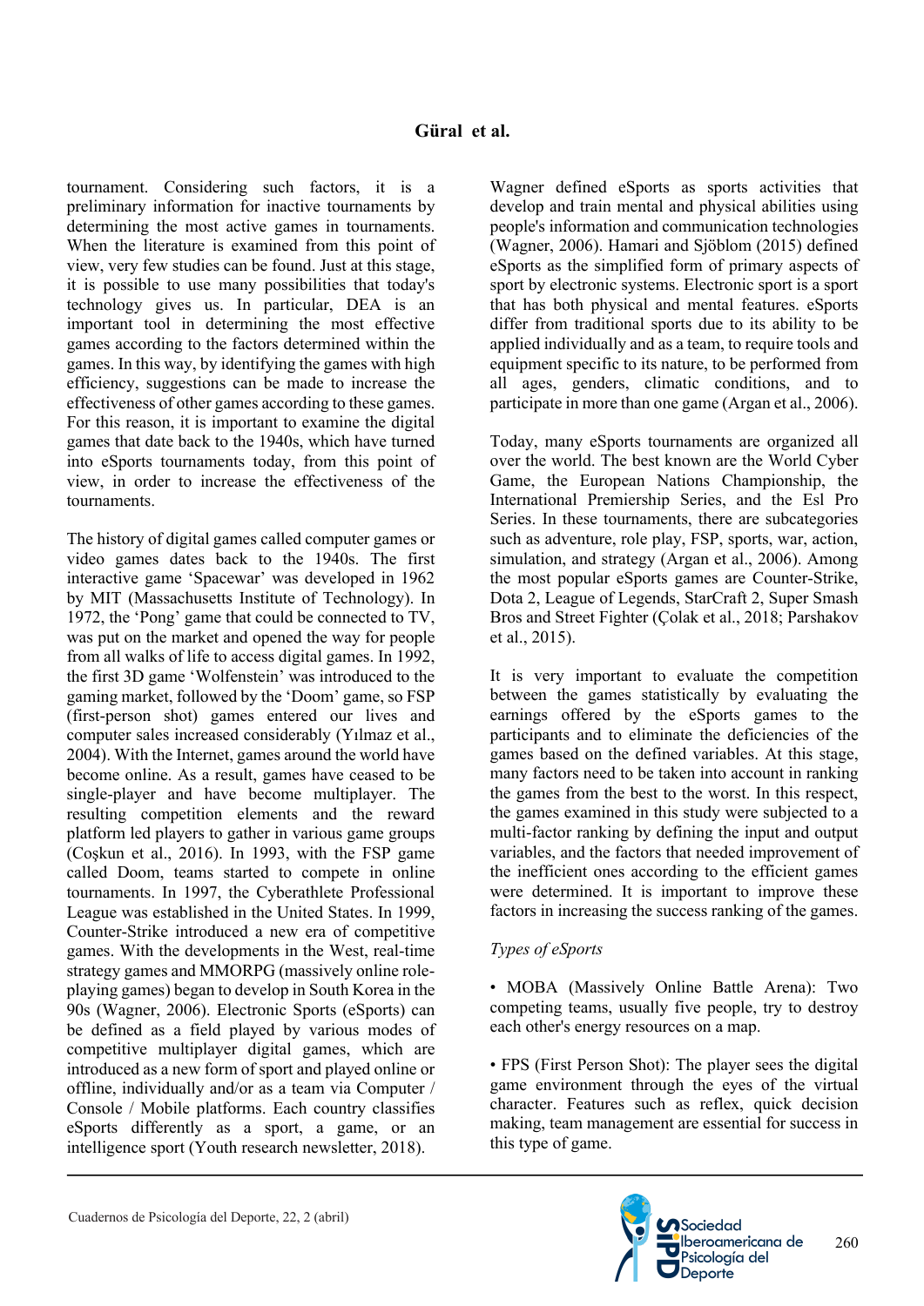tournament. Considering such factors, it is a preliminary information for inactive tournaments by determining the most active games in tournaments. When the literature is examined from this point of view, very few studies can be found. Just at this stage, it is possible to use many possibilities that today's technology gives us. In particular, DEA is an important tool in determining the most effective games according to the factors determined within the games. In this way, by identifying the games with high efficiency, suggestions can be made to increase the effectiveness of other games according to these games. For this reason, it is important to examine the digital games that date back to the 1940s, which have turned into eSports tournaments today, from this point of view, in order to increase the effectiveness of the tournaments.

The history of digital games called computer games or video games dates back to the 1940s. The first interactive game 'Spacewar' was developed in 1962 by MIT (Massachusetts Institute of Technology). In 1972, the 'Pong' game that could be connected to TV, was put on the market and opened the way for people from all walks of life to access digital games. In 1992, the first 3D game 'Wolfenstein' was introduced to the gaming market, followed by the 'Doom' game, so FSP (first-person shot) games entered our lives and computer sales increased considerably (Yılmaz et al., 2004). With the Internet, games around the world have become online. As a result, games have ceased to be single-player and have become multiplayer. The resulting competition elements and the reward platform led players to gather in various game groups (Coşkun et al., 2016). In 1993, with the FSP game called Doom, teams started to compete in online tournaments. In 1997, the Cyberathlete Professional League was established in the United States. In 1999, Counter-Strike introduced a new era of competitive games. With the developments in the West, real-time strategy games and MMORPG (massively online role-playing games) began to develop in South Korea in the 90s (Wagner, 2006). Electronic Sports (eSports) can be defined as a field played by various modes of competitive multiplayer digital games, which are introduced as a new form of sport and played online or offline, individually and/or as a team via Computer / Console / Mobile platforms. Each country classifies eSports differently as a sport, a game, or an intelligence sport (Youth research newsletter, 2018).

Wagner defined eSports as sports activities that develop and train mental and physical abilities using people's information and communication technologies (Wagner, 2006). Hamari and Sjöblom (2015) defined eSports as the simplified form of primary aspects of sport by electronic systems. Electronic sport is a sport that has both physical and mental features. eSports differ from traditional sports due to its ability to be applied individually and as a team, to require tools and equipment specific to its nature, to be performed from all ages, genders, climatic conditions, and to participate in more than one game (Argan et al., 2006).

Today, many eSports tournaments are organized all over the world. The best known are the World Cyber Game, the European Nations Championship, the International Premiership Series, and the Esl Pro Series. In these tournaments, there are subcategories such as adventure, role play, FSP, sports, war, action, simulation, and strategy (Argan et al., 2006). Among the most popular eSports games are Counter-Strike, Dota 2, League of Legends, StarCraft 2, Super Smash Bros and Street Fighter (Çolak et al., 2018; Parshakov et al., 2015).

It is very important to evaluate the competition between the games statistically by evaluating the earnings offered by the eSports games to the participants and to eliminate the deficiencies of the games based on the defined variables. At this stage, many factors need to be taken into account in ranking the games from the best to the worst. In this respect, the games examined in this study were subjected to a multi-factor ranking by defining the input and output variables, and the factors that needed improvement of the inefficient ones according to the efficient games were determined. It is important to improve these factors in increasing the success ranking of the games.

*Types of eSports*

- MOBA (Massively Online Battle Arena): Two competing teams, usually five people, try to destroy each other's energy resources on a map.

- FPS (First Person Shot): The player sees the digital game environment through the eyes of the virtual character. Features such as reflex, quick decision making, team management are essential for success in this type of game.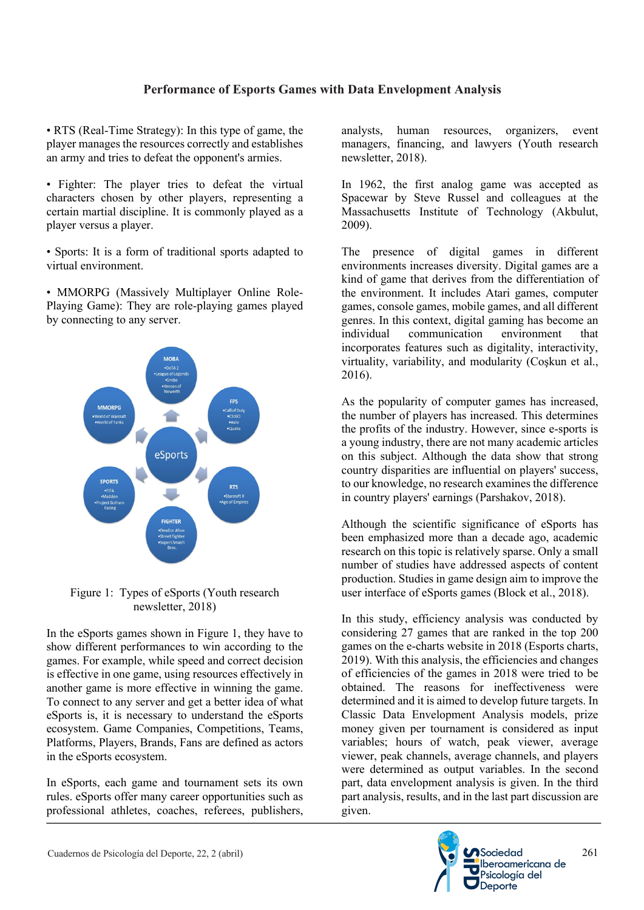• RTS (Real-Time Strategy): In this type of game, the player manages the resources correctly and establishes an army and tries to defeat the opponent's armies.

• Fighter: The player tries to defeat the virtual characters chosen by other players, representing a certain martial discipline. It is commonly played as a player versus a player.

• Sports: It is a form of traditional sports adapted to virtual environment.

• MMORPG (Massively Multiplayer Online Role-Playing Game): They are role-playing games played by connecting to any server.

Figure 1: Types of eSports (Youth research newsletter, 2018)

In the eSports games shown in Figure 1, they have to show different performances to win according to the games. For example, while speed and correct decision is effective in one game, using resources effectively in another game is more effective in winning the game. To connect to any server and get a better idea of what eSports is, it is necessary to understand the eSports ecosystem. Game Companies, Competitions, Teams, Platforms, Players, Brands, Fans are defined as actors in the eSports ecosystem.

In eSports, each game and tournament sets its own rules. eSports offer many career opportunities such as professional athletes, coaches, referees, publishers, analysts, human resources, organizers, event managers, financing, and lawyers (Youth research newsletter, 2018).

In 1962, the first analog game was accepted as Spacewar by Steve Russel and colleagues at the Massachusetts Institute of Technology (Akbulut, 2009).

The presence of digital games in different environments increases diversity. Digital games are a kind of game that derives from the differentiation of the environment. It includes Atari games, computer games, console games, mobile games, and all different genres. In this context, digital gaming has become an individual communication environment that incorporates features such as digitality, interactivity, virtuality, variability, and modularity (Coşkun et al., 2016).

As the popularity of computer games has increased, the number of players has increased. This determines the profits of the industry. However, since e-sports is a young industry, there are not many academic articles on this subject. Although the data show that strong country disparities are influential on players' success, to our knowledge, no research examines the difference in country players' earnings (Parshakov, 2018).

Although the scientific significance of eSports has been emphasized more than a decade ago, academic research on this topic is relatively sparse. Only a small number of studies have addressed aspects of content production. Studies in game design aim to improve the user interface of eSports games (Block et al., 2018).

In this study, efficiency analysis was conducted by considering 27 games that are ranked in the top 200 games on the e-charts website in 2018 (Esports charts, 2019). With this analysis, the efficiencies and changes of efficiencies of the games in 2018 were tried to be obtained. The reasons for ineffectiveness were determined and it is aimed to develop future targets. In Classic Data Envelopment Analysis models, prize money given per tournament is considered as input variables; hours of watch, peak viewer, average viewer, peak channels, average channels, and players were determined as output variables. In the second part, data envelopment analysis is given. In the third part analysis, results, and in the last part discussion are given.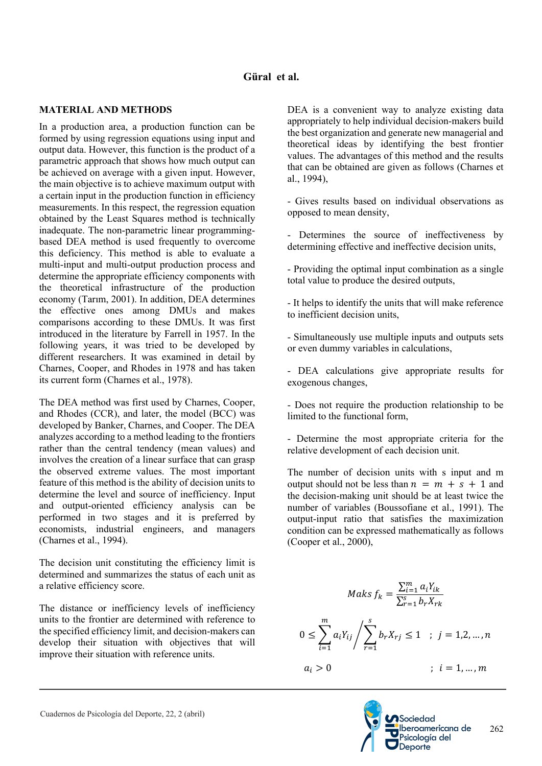## MATERIAL AND METHODS

In a production area, a production function can be formed by using regression equations using input and output data. However, this function is the product of a parametric approach that shows how much output can be achieved on average with a given input. However, the main objective is to achieve maximum output with a certain input in the production function in efficiency measurements. In this respect, the regression equation obtained by the Least Squares method is technically inadequate. The non-parametric linear programming-based DEA method is used frequently to overcome this deficiency. This method is able to evaluate a multi-input and multi-output production process and determine the appropriate efficiency components with the theoretical infrastructure of the production economy (Tarım, 2001). In addition, DEA determines the effective ones among DMUs and makes comparisons according to these DMUs. It was first introduced in the literature by Farrell in 1957. In the following years, it was tried to be developed by different researchers. It was examined in detail by Charnes, Cooper, and Rhodes in 1978 and has taken its current form (Charnes et al., 1978).

The DEA method was first used by Charnes, Cooper, and Rhodes (CCR), and later, the model (BCC) was developed by Banker, Charnes, and Cooper. The DEA analyzes according to a method leading to the frontiers rather than the central tendency (mean values) and involves the creation of a linear surface that can grasp the observed extreme values. The most important feature of this method is the ability of decision units to determine the level and source of inefficiency. Input and output-oriented efficiency analysis can be performed in two stages and it is preferred by economists, industrial engineers, and managers (Charnes et al., 1994).

The decision unit constituting the efficiency limit is determined and summarizes the status of each unit as a relative efficiency score.

The distance or inefficiency levels of inefficiency units to the frontier are determined with reference to the specified efficiency limit, and decision-makers can develop their situation with objectives that will improve their situation with reference units.

DEA is a convenient way to analyze existing data appropriately to help individual decision-makers build the best organization and generate new managerial and theoretical ideas by identifying the best frontier values. The advantages of this method and the results that can be obtained are given as follows (Charnes et al., 1994),

- Gives results based on individual observations as opposed to mean density,

- Determines the source of ineffectiveness by determining effective and ineffective decision units,

- Providing the optimal input combination as a single total value to produce the desired outputs,

- It helps to identify the units that will make reference to inefficient decision units,

- Simultaneously use multiple inputs and outputs sets or even dummy variables in calculations,

- DEA calculations give appropriate results for exogenous changes,

- Does not require the production relationship to be limited to the functional form,

- Determine the most appropriate criteria for the relative development of each decision unit.

The number of decision units with s input and m output should not be less than $n = m + s + 1$ and the decision-making unit should be at least twice the number of variables (Boussofiane et al., 1991). The output-input ratio that satisfies the maximization condition can be expressed mathematically as follows (Cooper et al., 2000),

$$Maks\ f_k = \frac{\sum_{i=1}^{m} a_i Y_{ik}}{\sum_{r=1}^{s} b_r X_{rk}}$$

$$0 \leq \sum_{i=1}^{m} a_i Y_{ij} \Big/ \sum_{r=1}^{s} b_r X_{rj} \leq 1 \quad ; \ j = 1,2,\ldots,n$$

$$a_i > 0 \qquad ; \ i = 1,\ldots,m$$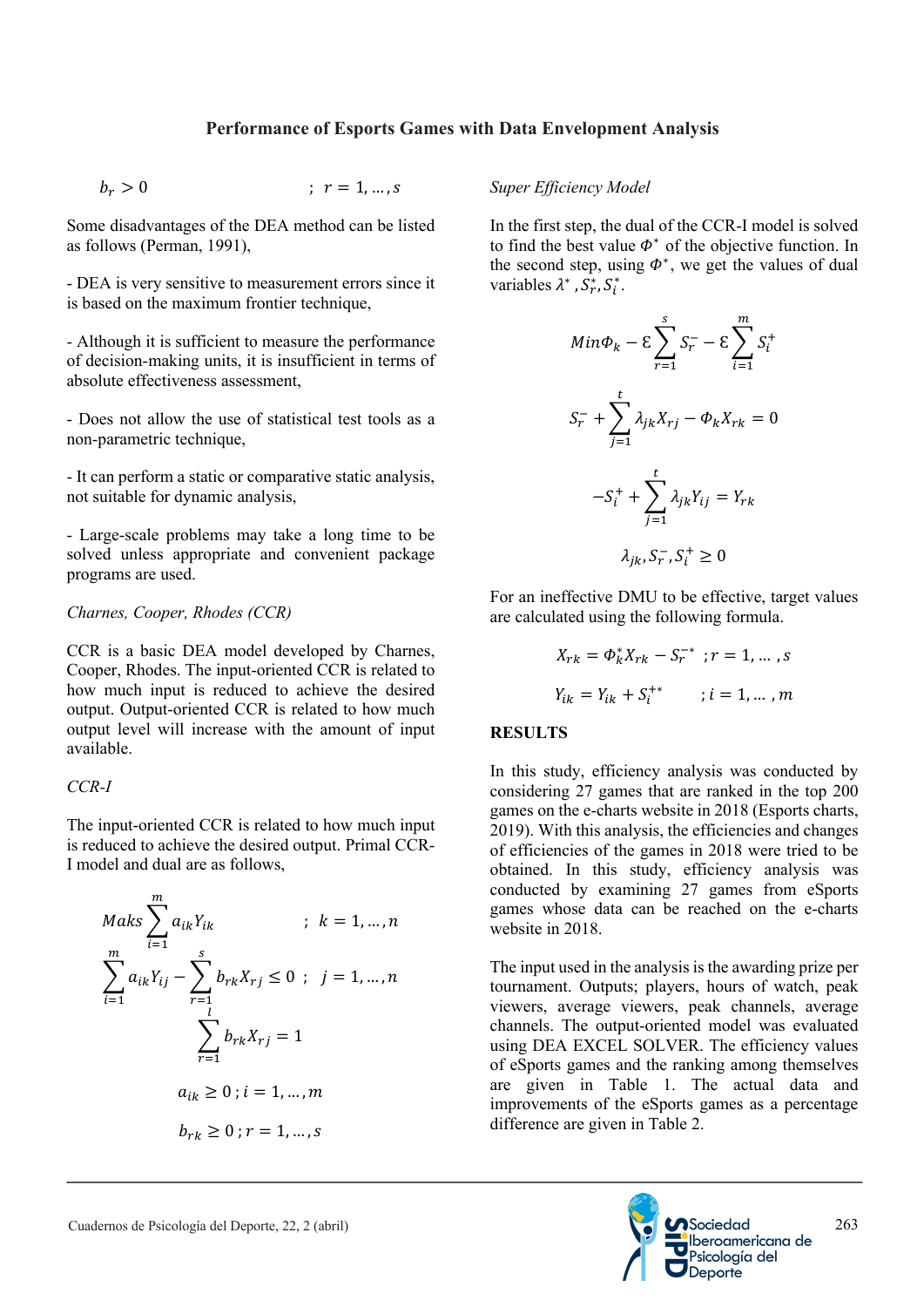$b_r > 0 \quad ; \; r = 1, \ldots, s$

Some disadvantages of the DEA method can be listed as follows (Perman, 1991),

- DEA is very sensitive to measurement errors since it is based on the maximum frontier technique,

- Although it is sufficient to measure the performance of decision-making units, it is insufficient in terms of absolute effectiveness assessment,

- Does not allow the use of statistical test tools as a non-parametric technique,

- It can perform a static or comparative static analysis, not suitable for dynamic analysis,

- Large-scale problems may take a long time to be solved unless appropriate and convenient package programs are used.

*Charnes, Cooper, Rhodes (CCR)*

CCR is a basic DEA model developed by Charnes, Cooper, Rhodes. The input-oriented CCR is related to how much input is reduced to achieve the desired output. Output-oriented CCR is related to how much output level will increase with the amount of input available.

*CCR-I*

The input-oriented CCR is related to how much input is reduced to achieve the desired output. Primal CCR-I model and dual are as follows,

$$Maks \sum_{i=1}^{m} a_{ik} Y_{ik} \quad ; \; k = 1, \ldots, n$$

$$\sum_{i=1}^{m} a_{ik} Y_{ij} - \sum_{r=1}^{s} b_{rk} X_{rj} \leq 0 \; ; \; j = 1, \ldots, n$$

$$\sum_{r=1}^{l} b_{rk} X_{rj} = 1$$

$$a_{ik} \geq 0 \; ; i = 1, \ldots, m$$

$$b_{rk} \geq 0 \; ; r = 1, \ldots, s$$

*Super Efficiency Model*

In the first step, the dual of the CCR-I model is solved to find the best value $\Phi^*$ of the objective function. In the second step, using $\Phi^*$, we get the values of dual variables $\lambda^*, S_r^*, S_i^*$.

$$Min \Phi_k - \mathcal{E} \sum_{r=1}^{s} S_r^- - \mathcal{E} \sum_{i=1}^{m} S_i^+$$

$$S_r^- + \sum_{j=1}^{t} \lambda_{jk} X_{rj} - \Phi_k X_{rk} = 0$$

$$-S_i^+ + \sum_{j=1}^{t} \lambda_{jk} Y_{ij} = Y_{rk}$$

$$\lambda_{jk}, S_r^-, S_i^+ \geq 0$$

For an ineffective DMU to be effective, target values are calculated using the following formula.

$$X_{rk} = \Phi_k^* X_{rk} - S_r^{-*} \; ; r = 1, \ldots, s$$

$$Y_{ik} = Y_{ik} + S_i^{+*} \quad ; i = 1, \ldots, m$$

## RESULTS

In this study, efficiency analysis was conducted by considering 27 games that are ranked in the top 200 games on the e-charts website in 2018 (Esports charts, 2019). With this analysis, the efficiencies and changes of efficiencies of the games in 2018 were tried to be obtained. In this study, efficiency analysis was conducted by examining 27 games from eSports games whose data can be reached on the e-charts website in 2018.

The input used in the analysis is the awarding prize per tournament. Outputs; players, hours of watch, peak viewers, average viewers, peak channels, average channels. The output-oriented model was evaluated using DEA EXCEL SOLVER. The efficiency values of eSports games and the ranking among themselves are given in Table 1. The actual data and improvements of the eSports games as a percentage difference are given in Table 2.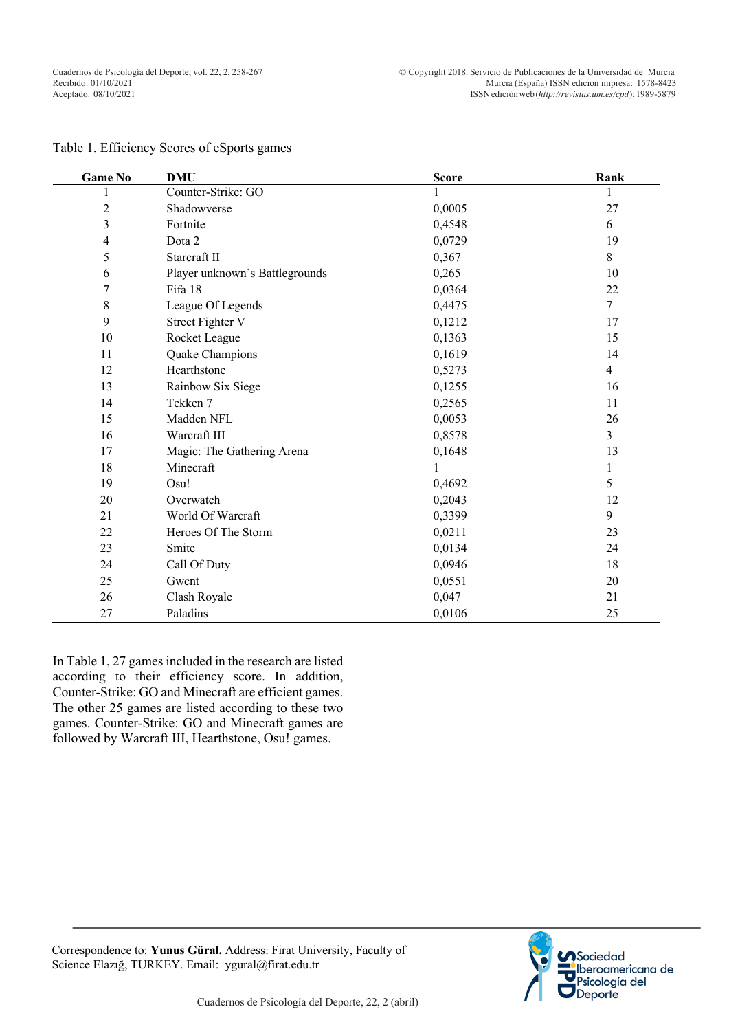Table 1. Efficiency Scores of eSports games

| Game No | DMU | Score | Rank |
|---|---|---|---|
| 1 | Counter-Strike: GO | 1 | 1 |
| 2 | Shadowverse | 0,0005 | 27 |
| 3 | Fortnite | 0,4548 | 6 |
| 4 | Dota 2 | 0,0729 | 19 |
| 5 | Starcraft II | 0,367 | 8 |
| 6 | Player unknown's Battlegrounds | 0,265 | 10 |
| 7 | Fifa 18 | 0,0364 | 22 |
| 8 | League Of Legends | 0,4475 | 7 |
| 9 | Street Fighter V | 0,1212 | 17 |
| 10 | Rocket League | 0,1363 | 15 |
| 11 | Quake Champions | 0,1619 | 14 |
| 12 | Hearthstone | 0,5273 | 4 |
| 13 | Rainbow Six Siege | 0,1255 | 16 |
| 14 | Tekken 7 | 0,2565 | 11 |
| 15 | Madden NFL | 0,0053 | 26 |
| 16 | Warcraft III | 0,8578 | 3 |
| 17 | Magic: The Gathering Arena | 0,1648 | 13 |
| 18 | Minecraft | 1 | 1 |
| 19 | Osu! | 0,4692 | 5 |
| 20 | Overwatch | 0,2043 | 12 |
| 21 | World Of Warcraft | 0,3399 | 9 |
| 22 | Heroes Of The Storm | 0,0211 | 23 |
| 23 | Smite | 0,0134 | 24 |
| 24 | Call Of Duty | 0,0946 | 18 |
| 25 | Gwent | 0,0551 | 20 |
| 26 | Clash Royale | 0,047 | 21 |
| 27 | Paladins | 0,0106 | 25 |

In Table 1, 27 games included in the research are listed according to their efficiency score. In addition, Counter-Strike: GO and Minecraft are efficient games. The other 25 games are listed according to these two games. Counter-Strike: GO and Minecraft games are followed by Warcraft III, Hearthstone, Osu! games.

Correspondence to: **Yunus Güral.** Address: Firat University, Faculty of Science Elazığ, TURKEY. Email: ygural@firat.edu.tr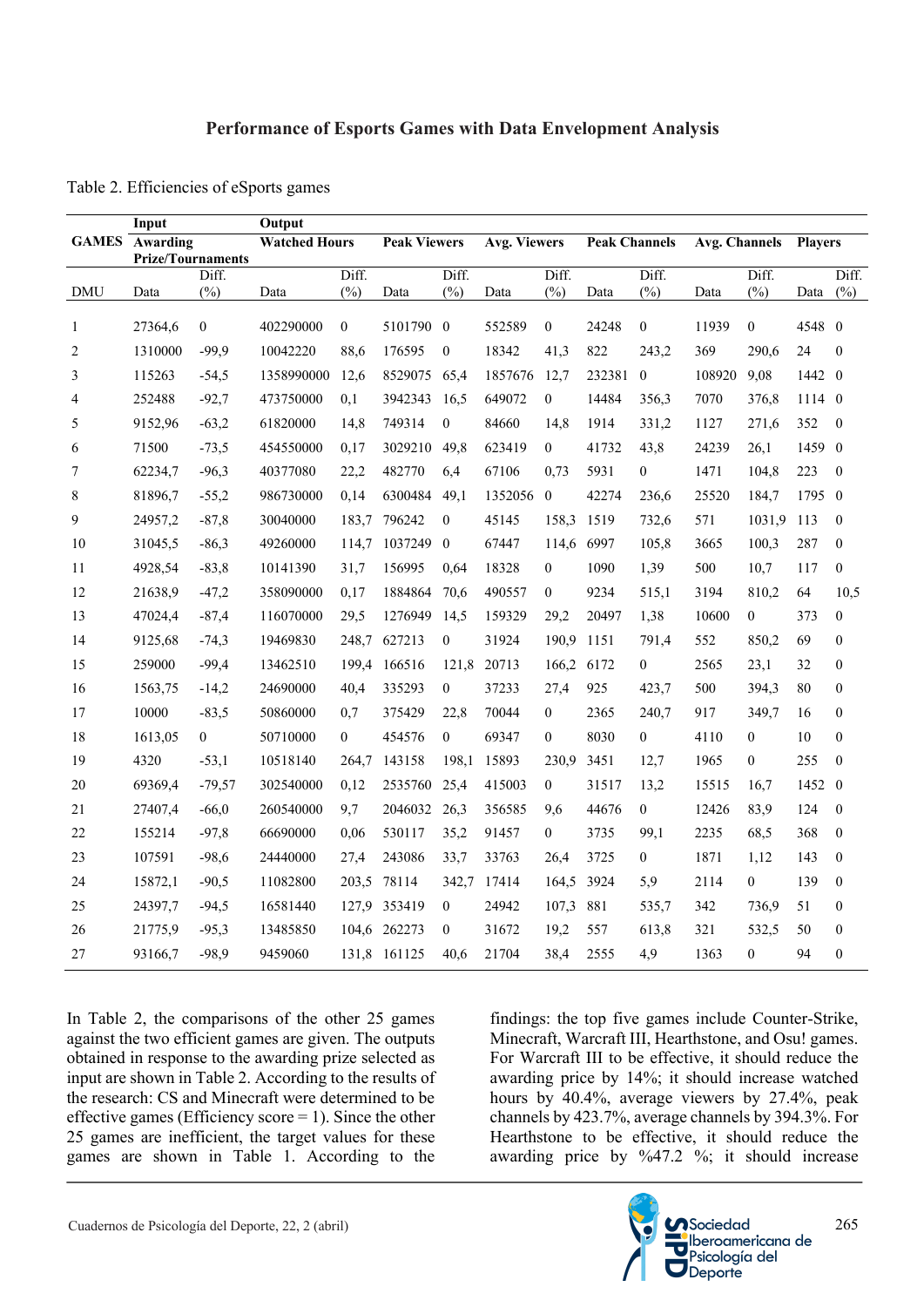## Performance of Esports Games with Data Envelopment Analysis

Table 2. Efficiencies of eSports games

| GAMES | Input | | Output | | | | | | | | | | | |
|---|---|---|---|---|---|---|---|---|---|---|---|---|---|---|
| | Awarding Prize/Tournaments | | Watched Hours | | Peak Viewers | | Avg. Viewers | | Peak Channels | | Avg. Channels | | Players | |
| DMU | Data | Diff. (%) | Data | Diff. (%) | Data | Diff. (%) | Data | Diff. (%) | Data | Diff. (%) | Data | Diff. (%) | Data | Diff. (%) |
| 1 | 27364,6 | 0 | 402290000 | 0 | 5101790 | 0 | 552589 | 0 | 24248 | 0 | 11939 | 0 | 4548 | 0 |
| 2 | 1310000 | -99,9 | 10042220 | 88,6 | 176595 | 0 | 18342 | 41,3 | 822 | 243,2 | 369 | 290,6 | 24 | 0 |
| 3 | 115263 | -54,5 | 1358990000 | 12,6 | 8529075 | 65,4 | 1857676 | 12,7 | 232381 | 0 | 108920 | 9,08 | 1442 | 0 |
| 4 | 252488 | -92,7 | 473750000 | 0,1 | 3942343 | 16,5 | 649072 | 0 | 14484 | 356,3 | 7070 | 376,8 | 1114 | 0 |
| 5 | 9152,96 | -63,2 | 61820000 | 14,8 | 749314 | 0 | 84660 | 14,8 | 1914 | 331,2 | 1127 | 271,6 | 352 | 0 |
| 6 | 71500 | -73,5 | 454550000 | 0,17 | 3029210 | 49,8 | 623419 | 0 | 41732 | 43,8 | 24239 | 26,1 | 1459 | 0 |
| 7 | 62234,7 | -96,3 | 40377080 | 22,2 | 482770 | 6,4 | 67106 | 0,73 | 5931 | 0 | 1471 | 104,8 | 223 | 0 |
| 8 | 81896,7 | -55,2 | 986730000 | 0,14 | 6300484 | 49,1 | 1352056 | 0 | 42274 | 236,6 | 25520 | 184,7 | 1795 | 0 |
| 9 | 24957,2 | -87,8 | 30040000 | 183,7 | 796242 | 0 | 45145 | 158,3 | 1519 | 732,6 | 571 | 1031,9 | 113 | 0 |
| 10 | 31045,5 | -86,3 | 49260000 | 114,7 | 1037249 | 0 | 67447 | 114,6 | 6997 | 105,8 | 3665 | 100,3 | 287 | 0 |
| 11 | 4928,54 | -83,8 | 10141390 | 31,7 | 156995 | 0,64 | 18328 | 0 | 1090 | 1,39 | 500 | 10,7 | 117 | 0 |
| 12 | 21638,9 | -47,2 | 358090000 | 0,17 | 1884864 | 70,6 | 490557 | 0 | 9234 | 515,1 | 3194 | 810,2 | 64 | 10,5 |
| 13 | 47024,4 | -87,4 | 116070000 | 29,5 | 1276949 | 14,5 | 159329 | 29,2 | 20497 | 1,38 | 10600 | 0 | 373 | 0 |
| 14 | 9125,68 | -74,3 | 19469830 | 248,7 | 627213 | 0 | 31924 | 190,9 | 1151 | 791,4 | 552 | 850,2 | 69 | 0 |
| 15 | 259000 | -99,4 | 13462510 | 199,4 | 166516 | 121,8 | 20713 | 166,2 | 6172 | 0 | 2565 | 23,1 | 32 | 0 |
| 16 | 1563,75 | -14,2 | 24690000 | 40,4 | 335293 | 0 | 37233 | 27,4 | 925 | 423,7 | 500 | 394,3 | 80 | 0 |
| 17 | 10000 | -83,5 | 50860000 | 0,7 | 375429 | 22,8 | 70044 | 0 | 2365 | 240,7 | 917 | 349,7 | 16 | 0 |
| 18 | 1613,05 | 0 | 50710000 | 0 | 454576 | 0 | 69347 | 0 | 8030 | 0 | 4110 | 0 | 10 | 0 |
| 19 | 4320 | -53,1 | 10518140 | 264,7 | 143158 | 198,1 | 15893 | 230,9 | 3451 | 12,7 | 1965 | 0 | 255 | 0 |
| 20 | 69369,4 | -79,57 | 302540000 | 0,12 | 2535760 | 25,4 | 415003 | 0 | 31517 | 13,2 | 15515 | 16,7 | 1452 | 0 |
| 21 | 27407,4 | -66,0 | 260540000 | 9,7 | 2046032 | 26,3 | 356585 | 9,6 | 44676 | 0 | 12426 | 83,9 | 124 | 0 |
| 22 | 155214 | -97,8 | 66690000 | 0,06 | 530117 | 35,2 | 91457 | 0 | 3735 | 99,1 | 2235 | 68,5 | 368 | 0 |
| 23 | 107591 | -98,6 | 24440000 | 27,4 | 243086 | 33,7 | 33763 | 26,4 | 3725 | 0 | 1871 | 1,12 | 143 | 0 |
| 24 | 15872,1 | -90,5 | 11082800 | 203,5 | 78114 | 342,7 | 17414 | 164,5 | 3924 | 5,9 | 2114 | 0 | 139 | 0 |
| 25 | 24397,7 | -94,5 | 16581440 | 127,9 | 353419 | 0 | 24942 | 107,3 | 881 | 535,7 | 342 | 736,9 | 51 | 0 |
| 26 | 21775,9 | -95,3 | 13485850 | 104,6 | 262273 | 0 | 31672 | 19,2 | 557 | 613,8 | 321 | 532,5 | 50 | 0 |
| 27 | 93166,7 | -98,9 | 9459060 | 131,8 | 161125 | 40,6 | 21704 | 38,4 | 2555 | 4,9 | 1363 | 0 | 94 | 0 |

In Table 2, the comparisons of the other 25 games against the two efficient games are given. The outputs obtained in response to the awarding prize selected as input are shown in Table 2. According to the results of the research: CS and Minecraft were determined to be effective games (Efficiency score = 1). Since the other 25 games are inefficient, the target values for these games are shown in Table 1. According to the findings: the top five games include Counter-Strike, Minecraft, Warcraft III, Hearthstone, and Osu! games. For Warcraft III to be effective, it should reduce the awarding price by 14%; it should increase watched hours by 40.4%, average viewers by 27.4%, peak channels by 423.7%, average channels by 394.3%. For Hearthstone to be effective, it should reduce the awarding price by %47.2 %; it should increase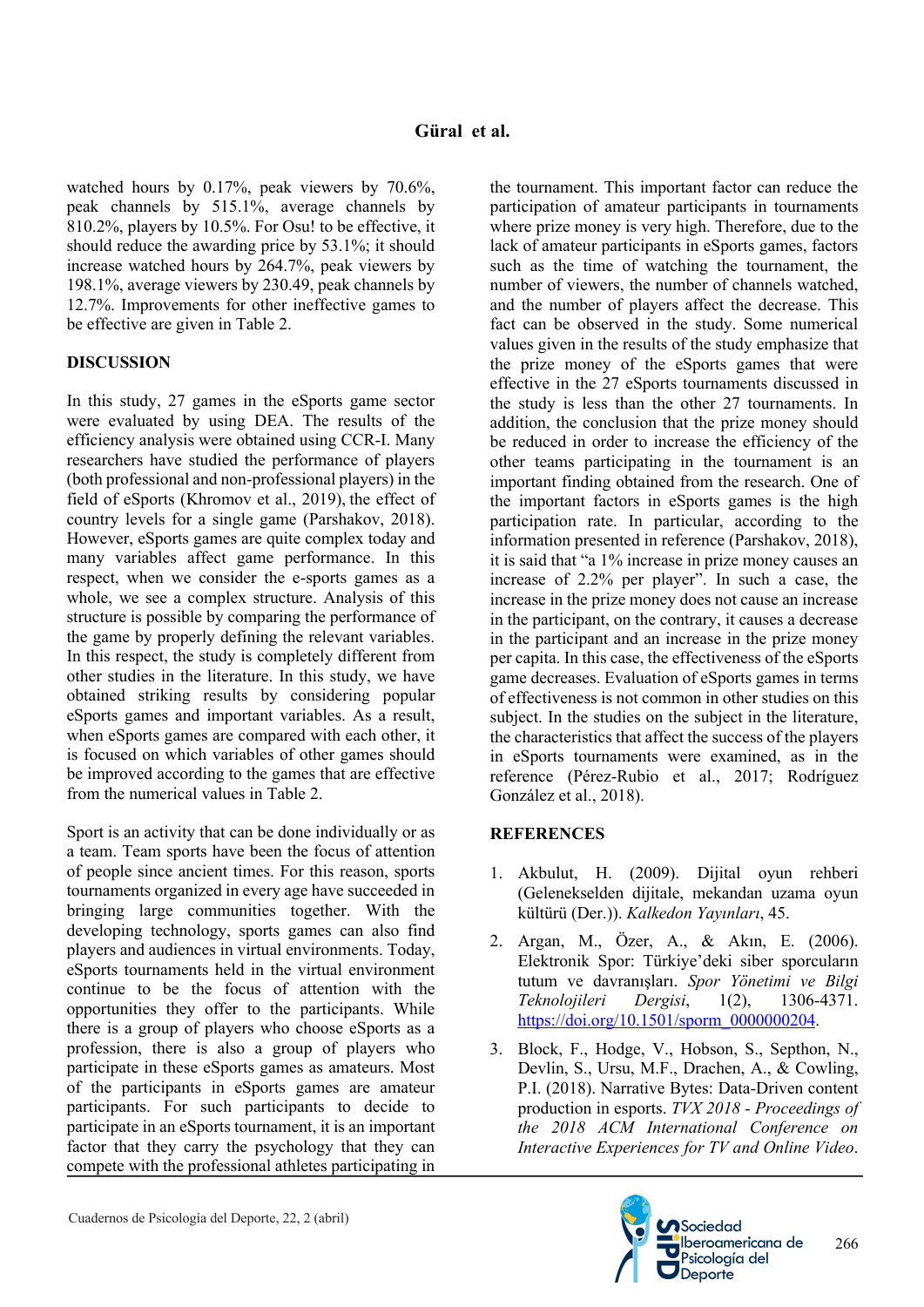watched hours by 0.17%, peak viewers by 70.6%, peak channels by 515.1%, average channels by 810.2%, players by 10.5%. For Osu! to be effective, it should reduce the awarding price by 53.1%; it should increase watched hours by 264.7%, peak viewers by 198.1%, average viewers by 230.49, peak channels by 12.7%. Improvements for other ineffective games to be effective are given in Table 2.

## DISCUSSION

In this study, 27 games in the eSports game sector were evaluated by using DEA. The results of the efficiency analysis were obtained using CCR-I. Many researchers have studied the performance of players (both professional and non-professional players) in the field of eSports (Khromov et al., 2019), the effect of country levels for a single game (Parshakov, 2018). However, eSports games are quite complex today and many variables affect game performance. In this respect, when we consider the e-sports games as a whole, we see a complex structure. Analysis of this structure is possible by comparing the performance of the game by properly defining the relevant variables. In this respect, the study is completely different from other studies in the literature. In this study, we have obtained striking results by considering popular eSports games and important variables. As a result, when eSports games are compared with each other, it is focused on which variables of other games should be improved according to the games that are effective from the numerical values in Table 2.

Sport is an activity that can be done individually or as a team. Team sports have been the focus of attention of people since ancient times. For this reason, sports tournaments organized in every age have succeeded in bringing large communities together. With the developing technology, sports games can also find players and audiences in virtual environments. Today, eSports tournaments held in the virtual environment continue to be the focus of attention with the opportunities they offer to the participants. While there is a group of players who choose eSports as a profession, there is also a group of players who participate in these eSports games as amateurs. Most of the participants in eSports games are amateur participants. For such participants to decide to participate in an eSports tournament, it is an important factor that they carry the psychology that they can compete with the professional athletes participating in the tournament. This important factor can reduce the participation of amateur participants in tournaments where prize money is very high. Therefore, due to the lack of amateur participants in eSports games, factors such as the time of watching the tournament, the number of viewers, the number of channels watched, and the number of players affect the decrease. This fact can be observed in the study. Some numerical values given in the results of the study emphasize that the prize money of the eSports games that were effective in the 27 eSports tournaments discussed in the study is less than the other 27 tournaments. In addition, the conclusion that the prize money should be reduced in order to increase the efficiency of the other teams participating in the tournament is an important finding obtained from the research. One of the important factors in eSports games is the high participation rate. In particular, according to the information presented in reference (Parshakov, 2018), it is said that "a 1% increase in prize money causes an increase of 2.2% per player". In such a case, the increase in the prize money does not cause an increase in the participant, on the contrary, it causes a decrease in the participant and an increase in the prize money per capita. In this case, the effectiveness of the eSports game decreases. Evaluation of eSports games in terms of effectiveness is not common in other studies on this subject. In the studies on the subject in the literature, the characteristics that affect the success of the players in eSports tournaments were examined, as in the reference (Pérez-Rubio et al., 2017; Rodríguez González et al., 2018).

## REFERENCES

1. Akbulut, H. (2009). Dijital oyun rehberi (Gelenekselden dijitale, mekandan uzama oyun kültürü (Der.)). *Kalkedon Yayınları*, 45.
2. Argan, M., Özer, A., & Akın, E. (2006). Elektronik Spor: Türkiye'deki siber sporcuların tutum ve davranışları. *Spor Yönetimi ve Bilgi Teknolojileri Dergisi*, 1(2), 1306-4371. https://doi.org/10.1501/sporm_0000000204.
3. Block, F., Hodge, V., Hobson, S., Septhon, N., Devlin, S., Ursu, M.F., Drachen, A., & Cowling, P.I. (2018). Narrative Bytes: Data-Driven content production in esports. *TVX 2018 - Proceedings of the 2018 ACM International Conference on Interactive Experiences for TV and Online Video*.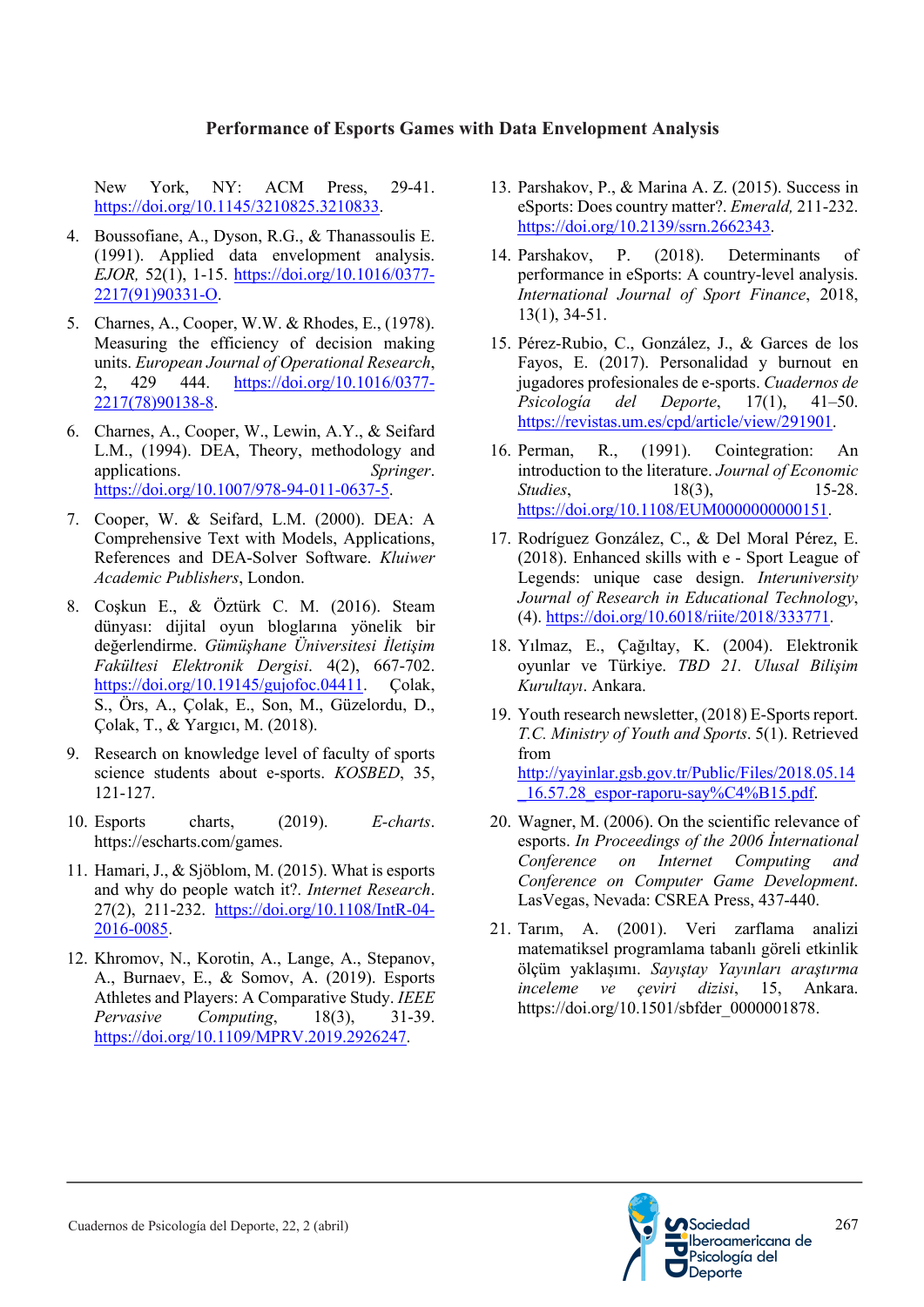New York, NY: ACM Press, 29-41. https://doi.org/10.1145/3210825.3210833.

4. Boussofiane, A., Dyson, R.G., & Thanassoulis E. (1991). Applied data envelopment analysis. *EJOR,* 52(1), 1-15. https://doi.org/10.1016/0377-2217(91)90331-O.

5. Charnes, A., Cooper, W.W. & Rhodes, E., (1978). Measuring the efficiency of decision making units. *European Journal of Operational Research*, 2, 429 444. https://doi.org/10.1016/0377-2217(78)90138-8.

6. Charnes, A., Cooper, W., Lewin, A.Y., & Seifard L.M., (1994). DEA, Theory, methodology and applications. *Springer*. https://doi.org/10.1007/978-94-011-0637-5.

7. Cooper, W. & Seifard, L.M. (2000). DEA: A Comprehensive Text with Models, Applications, References and DEA-Solver Software. *Kluwer Academic Publishers*, London.

8. Coşkun E., & Öztürk C. M. (2016). Steam dünyası: dijital oyun bloglarına yönelik bir değerlendirme. *Gümüşhane Üniversitesi İletişim Fakültesi Elektronik Dergisi.* 4(2), 667-702. https://doi.org/10.19145/gujofoc.04411. Çolak, S., Örs, A., Çolak, E., Son, M., Güzelordu, D., Çolak, T., & Yargıcı, M. (2018).

9. Research on knowledge level of faculty of sports science students about e-sports. *KOSBED*, 35, 121-127.

10. Esports charts, (2019). *E-charts*. https://escharts.com/games.

11. Hamari, J., & Sjöblom, M. (2015). What is esports and why do people watch it?. *Internet Research*. 27(2), 211-232. https://doi.org/10.1108/IntR-04-2016-0085.

12. Khromov, N., Korotin, A., Lange, A., Stepanov, A., Burnaev, E., & Somov, A. (2019). Esports Athletes and Players: A Comparative Study. *IEEE Pervasive Computing*, 18(3), 31-39. https://doi.org/10.1109/MPRV.2019.2926247.

13. Parshakov, P., & Marina A. Z. (2015). Success in eSports: Does country matter?. *Emerald,* 211-232. https://doi.org/10.2139/ssrn.2662343.

14. Parshakov, P. (2018). Determinants of performance in eSports: A country-level analysis. *International Journal of Sport Finance*, 2018, 13(1), 34-51.

15. Pérez-Rubio, C., González, J., & Garces de los Fayos, E. (2017). Personalidad y burnout en jugadores profesionales de e-sports. *Cuadernos de Psicología del Deporte*, 17(1), 41–50. https://revistas.um.es/cpd/article/view/291901.

16. Perman, R., (1991). Cointegration: An introduction to the literature. *Journal of Economic Studies*, 18(3), 15-28. https://doi.org/10.1108/EUM0000000000151.

17. Rodríguez González, C., & Del Moral Pérez, E. (2018). Enhanced skills with e - Sport League of Legends: unique case design. *Interuniversity Journal of Research in Educational Technology*, (4). https://doi.org/10.6018/riite/2018/333771.

18. Yılmaz, E., Çağıltay, K. (2004). Elektronik oyunlar ve Türkiye. *TBD 21. Ulusal Bilişim Kurultayı*. Ankara.

19. Youth research newsletter, (2018) E-Sports report. *T.C. Ministry of Youth and Sports*. 5(1). Retrieved from http://yayinlar.gsb.gov.tr/Public/Files/2018.05.14_16.57.28_espor-raporu-say%C4%B15.pdf.

20. Wagner, M. (2006). On the scientific relevance of esports. *In Proceedings of the 2006 International Conference on Internet Computing and Conference on Computer Game Development*. LasVegas, Nevada: CSREA Press, 437-440.

21. Tarım, A. (2001). Veri zarflama analizi matematiksel programlama tabanlı göreli etkinlik ölçüm yaklaşımı. *Sayıştay Yayınları araştırma inceleme ve çeviri dizisi*, 15, Ankara. https://doi.org/10.1501/sbfder_0000001878.